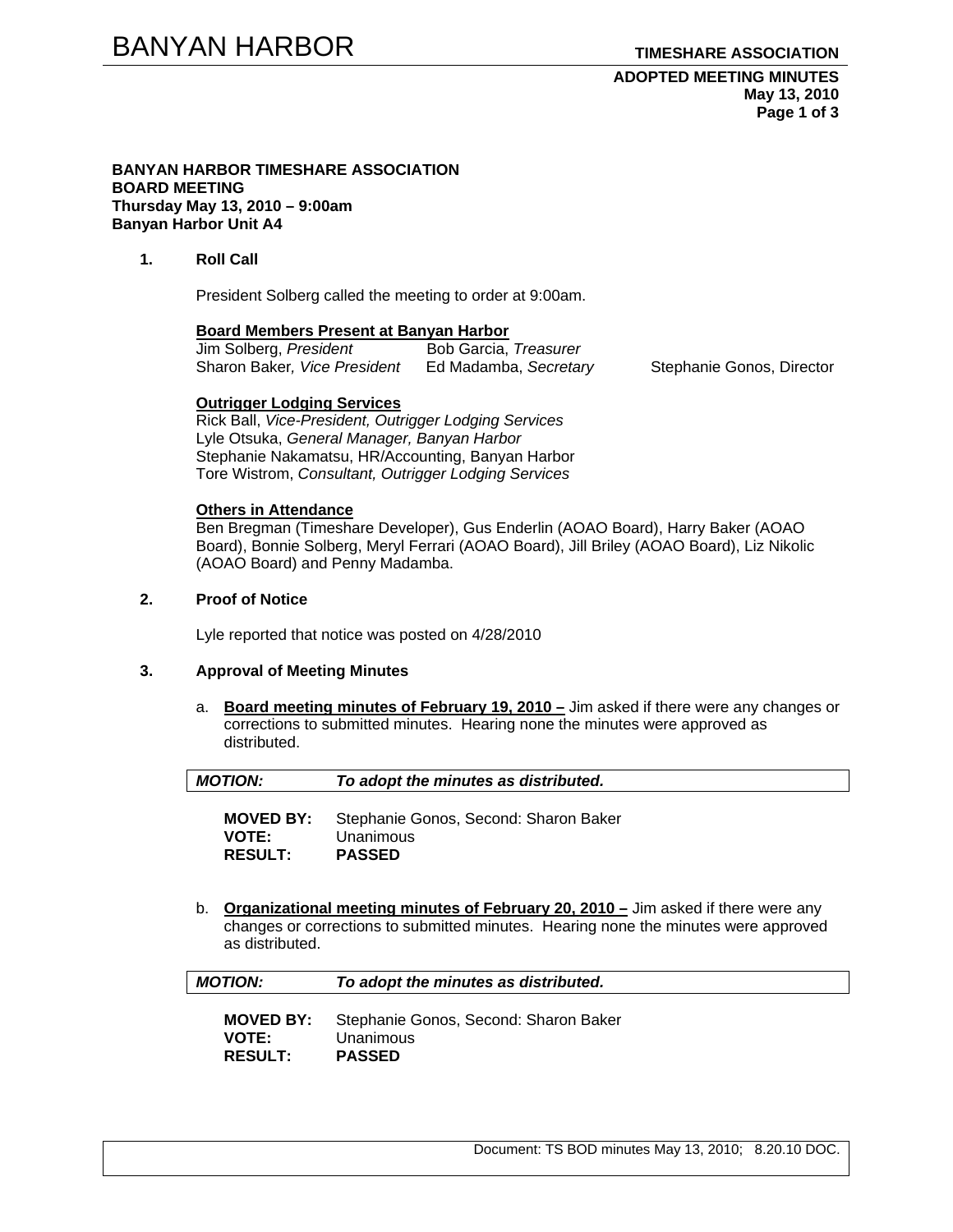**BANYAN HARBOR TIMESHARE ASSOCIATION**
**BOARD MEETING**
**Thursday May 13, 2010 – 9:00am**
**Banyan Harbor Unit A4**

## 1. Roll Call

President Solberg called the meeting to order at 9:00am.

**Board Members Present at Banyan Harbor**

Jim Solberg, *President*
Bob Garcia, *Treasurer*
Sharon Baker, *Vice President*
Ed Madamba, *Secretary*
Stephanie Gonos, Director

**Outrigger Lodging Services**

Rick Ball, *Vice-President, Outrigger Lodging Services*
Lyle Otsuka, *General Manager, Banyan Harbor*
Stephanie Nakamatsu, HR/Accounting, Banyan Harbor
Tore Wistrom, *Consultant, Outrigger Lodging Services*

**Others in Attendance**

Ben Bregman (Timeshare Developer), Gus Enderlin (AOAO Board), Harry Baker (AOAO Board), Bonnie Solberg, Meryl Ferrari (AOAO Board), Jill Briley (AOAO Board), Liz Nikolic (AOAO Board) and Penny Madamba.

## 2. Proof of Notice

Lyle reported that notice was posted on 4/28/2010

## 3. Approval of Meeting Minutes

a. **Board meeting minutes of February 19, 2010 –** Jim asked if there were any changes or corrections to submitted minutes. Hearing none the minutes were approved as distributed.

| ***MOTION:*** | ***To adopt the minutes as distributed.*** |
|---|---|

**MOVED BY:** Stephanie Gonos, Second: Sharon Baker
**VOTE:** Unanimous
**RESULT:** **PASSED**

b. **Organizational meeting minutes of February 20, 2010 –** Jim asked if there were any changes or corrections to submitted minutes. Hearing none the minutes were approved as distributed.

| ***MOTION:*** | ***To adopt the minutes as distributed.*** |
|---|---|

**MOVED BY:** Stephanie Gonos, Second: Sharon Baker
**VOTE:** Unanimous
**RESULT:** **PASSED**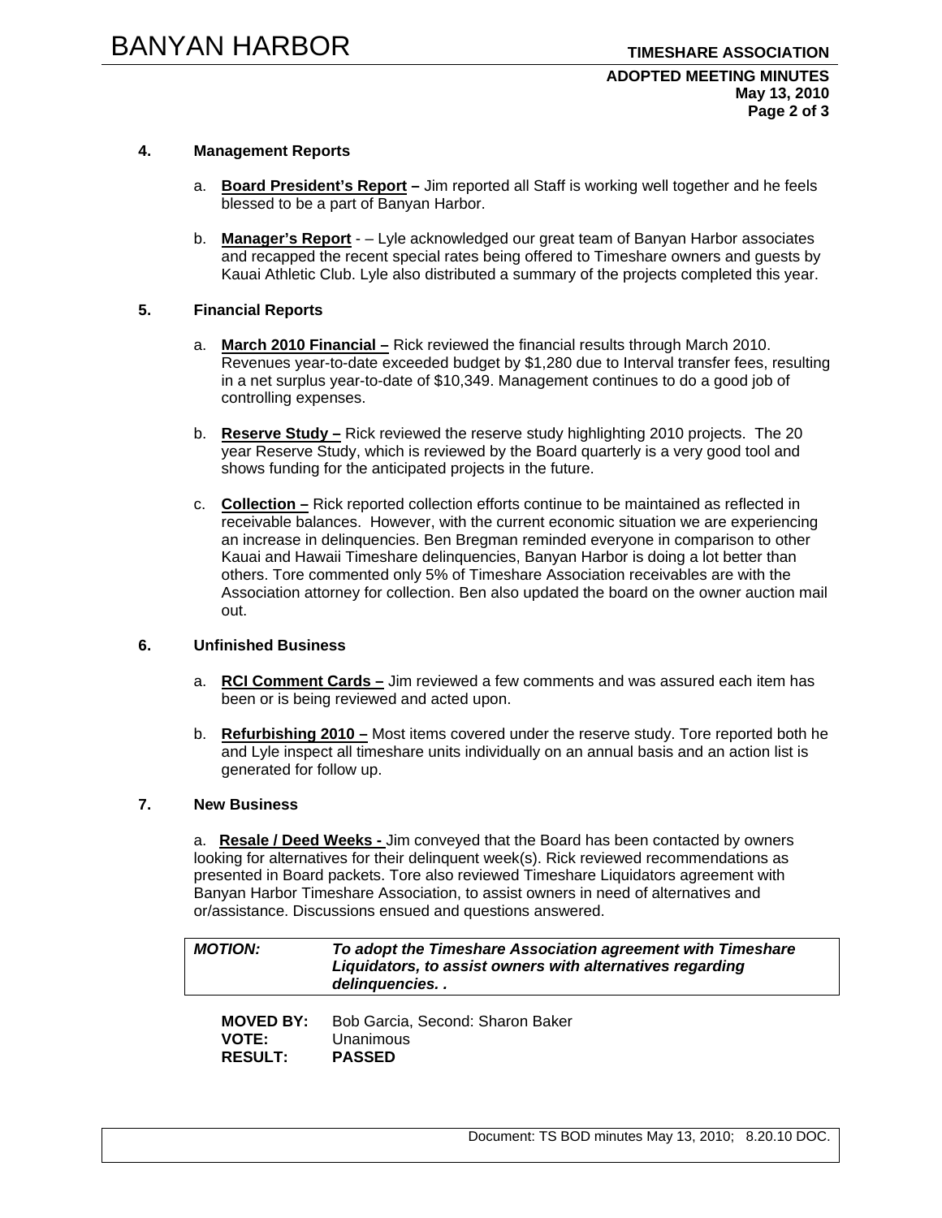### 4. Management Reports

a. **Board President's Report –** Jim reported all Staff is working well together and he feels blessed to be a part of Banyan Harbor.

b. **Manager's Report** - – Lyle acknowledged our great team of Banyan Harbor associates and recapped the recent special rates being offered to Timeshare owners and guests by Kauai Athletic Club. Lyle also distributed a summary of the projects completed this year.

### 5. Financial Reports

a. **March 2010 Financial –** Rick reviewed the financial results through March 2010. Revenues year-to-date exceeded budget by $1,280 due to Interval transfer fees, resulting in a net surplus year-to-date of $10,349. Management continues to do a good job of controlling expenses.

b. **Reserve Study –** Rick reviewed the reserve study highlighting 2010 projects. The 20 year Reserve Study, which is reviewed by the Board quarterly is a very good tool and shows funding for the anticipated projects in the future.

c. **Collection –** Rick reported collection efforts continue to be maintained as reflected in receivable balances. However, with the current economic situation we are experiencing an increase in delinquencies. Ben Bregman reminded everyone in comparison to other Kauai and Hawaii Timeshare delinquencies, Banyan Harbor is doing a lot better than others. Tore commented only 5% of Timeshare Association receivables are with the Association attorney for collection. Ben also updated the board on the owner auction mail out.

### 6. Unfinished Business

a. **RCI Comment Cards –** Jim reviewed a few comments and was assured each item has been or is being reviewed and acted upon.

b. **Refurbishing 2010 –** Most items covered under the reserve study. Tore reported both he and Lyle inspect all timeshare units individually on an annual basis and an action list is generated for follow up.

### 7. New Business

a. **Resale / Deed Weeks -** Jim conveyed that the Board has been contacted by owners looking for alternatives for their delinquent week(s). Rick reviewed recommendations as presented in Board packets. Tore also reviewed Timeshare Liquidators agreement with Banyan Harbor Timeshare Association, to assist owners in need of alternatives and or/assistance. Discussions ensued and questions answered.

| ***MOTION:*** | ***To adopt the Timeshare Association agreement with Timeshare Liquidators, to assist owners with alternatives regarding delinquencies. .*** |
|---|---|

**MOVED BY:** Bob Garcia, Second: Sharon Baker
**VOTE:** Unanimous
**RESULT:** **PASSED**

Document: TS BOD minutes May 13, 2010; 8.20.10 DOC.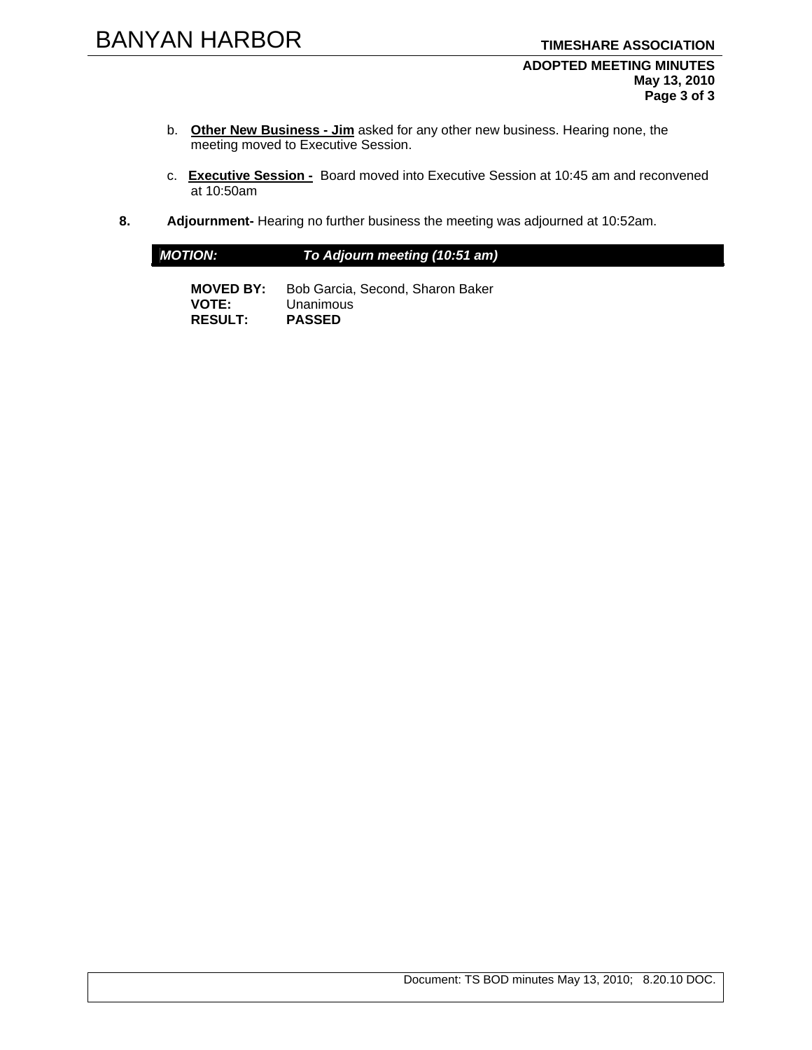b. **Other New Business - Jim** asked for any other new business. Hearing none, the meeting moved to Executive Session.

c. **Executive Session -** Board moved into Executive Session at 10:45 am and reconvened at 10:50am

**8. Adjournment-** Hearing no further business the meeting was adjourned at 10:52am.

***MOTION: To Adjourn meeting (10:51 am)***

**MOVED BY:** Bob Garcia, Second, Sharon Baker
**VOTE:** Unanimous
**RESULT:** **PASSED**